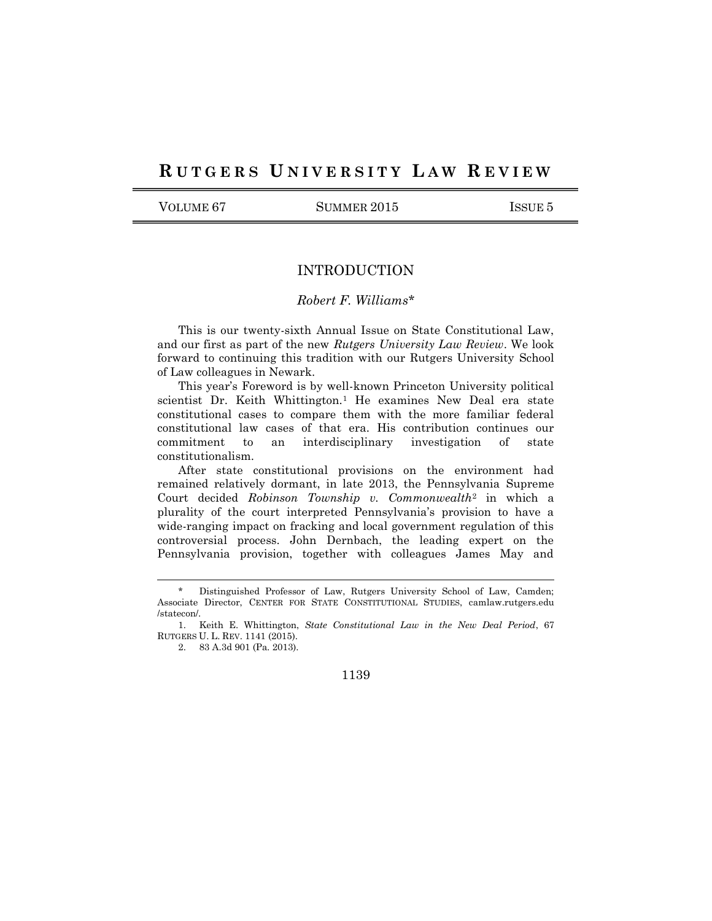# INTRODUCTION

*Robert F. Williams**

This is our twenty-sixth Annual Issue on State Constitutional Law, and our first as part of the new *Rutgers University Law Review*. We look forward to continuing this tradition with our Rutgers University School of Law colleagues in Newark.

This year's Foreword is by well-known Princeton University political scientist Dr. Keith Whittington.[1] He examines New Deal era state constitutional cases to compare them with the more familiar federal constitutional law cases of that era. His contribution continues our commitment to an interdisciplinary investigation of state constitutionalism.

After state constitutional provisions on the environment had remained relatively dormant, in late 2013, the Pennsylvania Supreme Court decided *Robinson Township v. Commonwealth*[2] in which a plurality of the court interpreted Pennsylvania's provision to have a wide-ranging impact on fracking and local government regulation of this controversial process. John Dernbach, the leading expert on the Pennsylvania provision, together with colleagues James May and

---

\* Distinguished Professor of Law, Rutgers University School of Law, Camden; Associate Director, CENTER FOR STATE CONSTITUTIONAL STUDIES, camlaw.rutgers.edu/statecon/.

1. Keith E. Whittington, *State Constitutional Law in the New Deal Period*, 67 RUTGERS U. L. REV. 1141 (2015).

2. 83 A.3d 901 (Pa. 2013).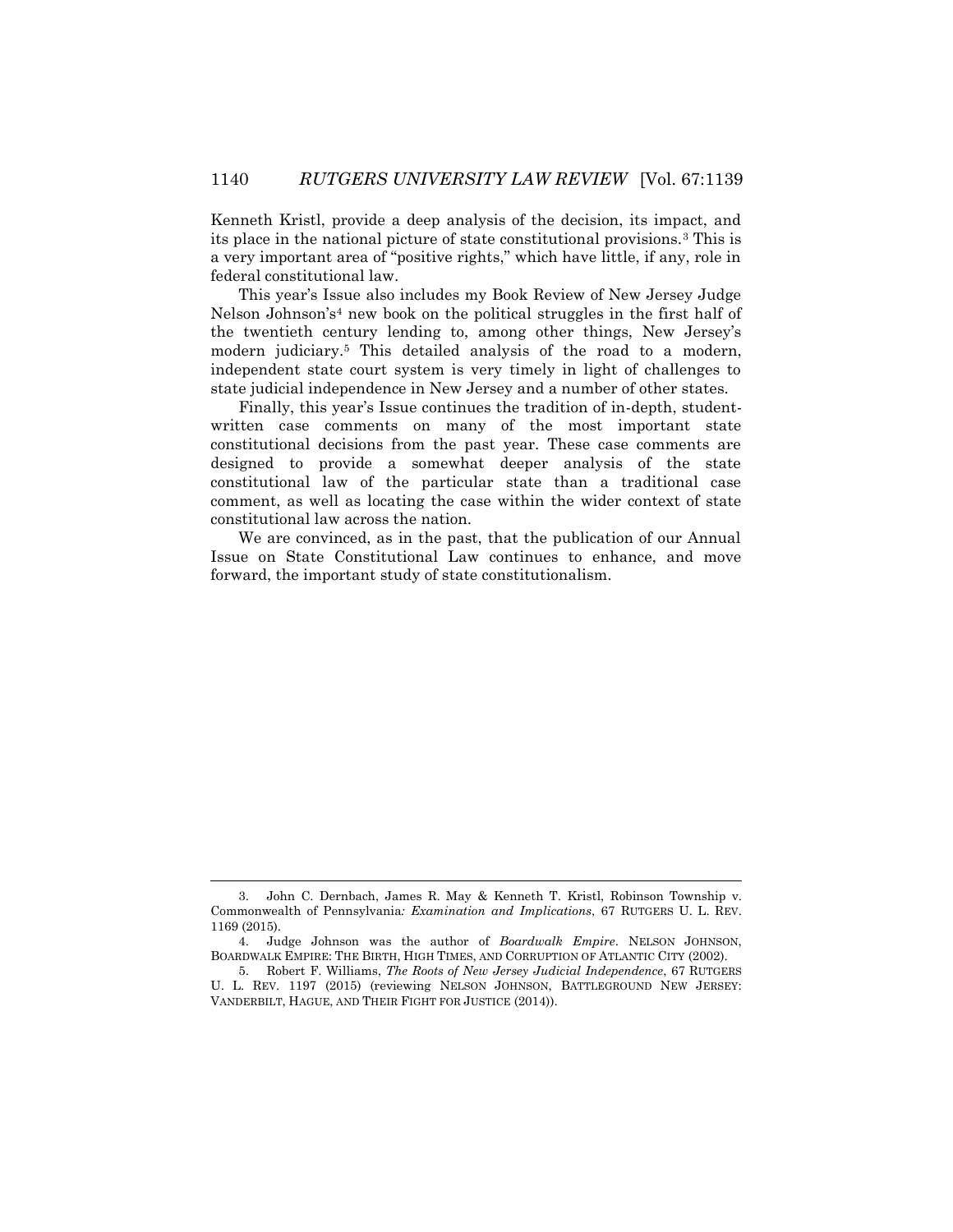Kenneth Kristl, provide a deep analysis of the decision, its impact, and its place in the national picture of state constitutional provisions.[3] This is a very important area of "positive rights," which have little, if any, role in federal constitutional law.

This year's Issue also includes my Book Review of New Jersey Judge Nelson Johnson's[4] new book on the political struggles in the first half of the twentieth century lending to, among other things, New Jersey's modern judiciary.[5] This detailed analysis of the road to a modern, independent state court system is very timely in light of challenges to state judicial independence in New Jersey and a number of other states.

Finally, this year's Issue continues the tradition of in-depth, student-written case comments on many of the most important state constitutional decisions from the past year. These case comments are designed to provide a somewhat deeper analysis of the state constitutional law of the particular state than a traditional case comment, as well as locating the case within the wider context of state constitutional law across the nation.

We are convinced, as in the past, that the publication of our Annual Issue on State Constitutional Law continues to enhance, and move forward, the important study of state constitutionalism.

---

3. John C. Dernbach, James R. May & Kenneth T. Kristl, Robinson Township v. Commonwealth of Pennsylvania*: Examination and Implications*, 67 RUTGERS U. L. REV. 1169 (2015).

4. Judge Johnson was the author of *Boardwalk Empire*. NELSON JOHNSON, BOARDWALK EMPIRE: THE BIRTH, HIGH TIMES, AND CORRUPTION OF ATLANTIC CITY (2002).

5. Robert F. Williams, *The Roots of New Jersey Judicial Independence*, 67 RUTGERS U. L. REV. 1197 (2015) (reviewing NELSON JOHNSON, BATTLEGROUND NEW JERSEY: VANDERBILT, HAGUE, AND THEIR FIGHT FOR JUSTICE (2014)).